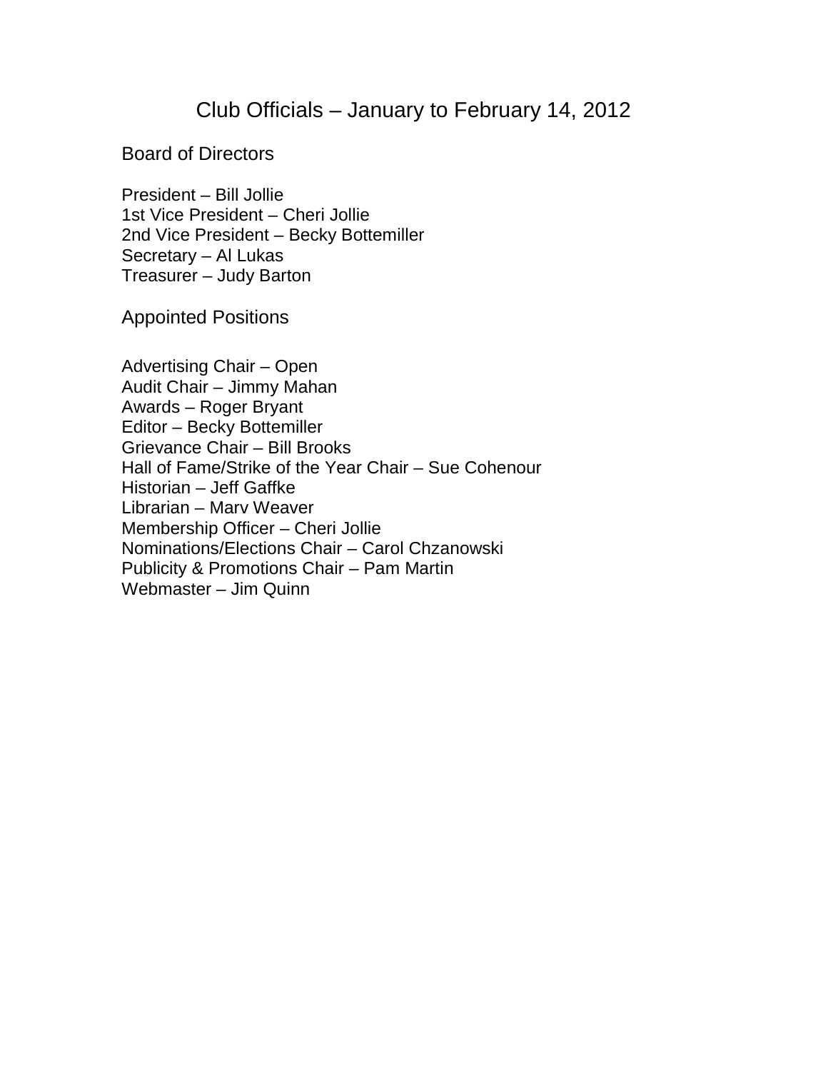# Club Officials – January to February 14, 2012

## Board of Directors

President – Bill Jollie
1st Vice President – Cheri Jollie
2nd Vice President – Becky Bottemiller
Secretary – Al Lukas
Treasurer – Judy Barton

## Appointed Positions

Advertising Chair – Open
Audit Chair – Jimmy Mahan
Awards – Roger Bryant
Editor – Becky Bottemiller
Grievance Chair – Bill Brooks
Hall of Fame/Strike of the Year Chair – Sue Cohenour
Historian – Jeff Gaffke
Librarian – Marv Weaver
Membership Officer – Cheri Jollie
Nominations/Elections Chair – Carol Chzanowski
Publicity & Promotions Chair – Pam Martin
Webmaster – Jim Quinn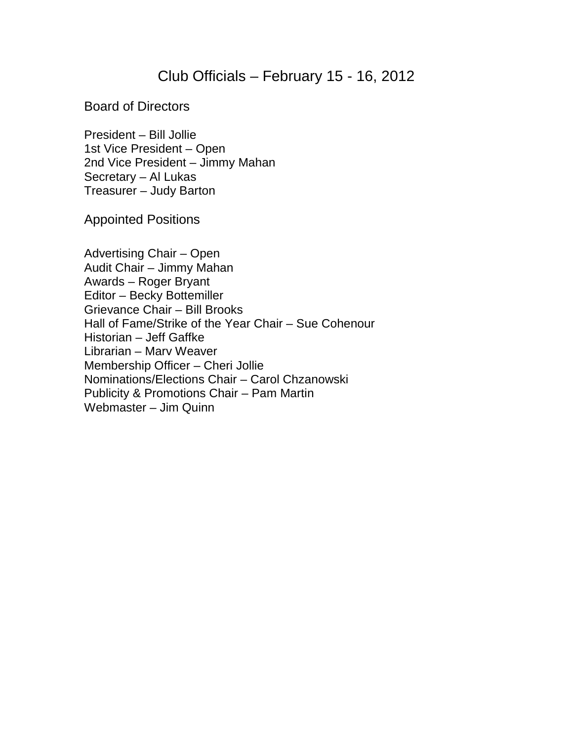# Club Officials – February 15 - 16, 2012

## Board of Directors

President – Bill Jollie
1st Vice President – Open
2nd Vice President – Jimmy Mahan
Secretary – Al Lukas
Treasurer – Judy Barton

## Appointed Positions

Advertising Chair – Open
Audit Chair – Jimmy Mahan
Awards – Roger Bryant
Editor – Becky Bottemiller
Grievance Chair – Bill Brooks
Hall of Fame/Strike of the Year Chair – Sue Cohenour
Historian – Jeff Gaffke
Librarian – Marv Weaver
Membership Officer – Cheri Jollie
Nominations/Elections Chair – Carol Chzanowski
Publicity & Promotions Chair – Pam Martin
Webmaster – Jim Quinn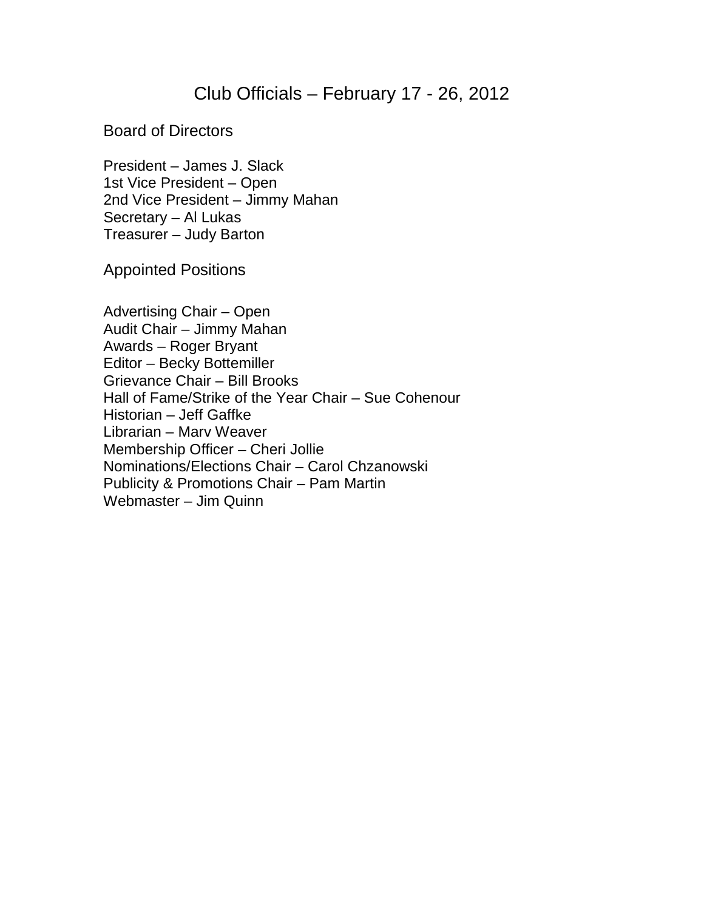# Club Officials – February 17 - 26, 2012

## Board of Directors

President – James J. Slack
1st Vice President – Open
2nd Vice President – Jimmy Mahan
Secretary – Al Lukas
Treasurer – Judy Barton

## Appointed Positions

Advertising Chair – Open
Audit Chair – Jimmy Mahan
Awards – Roger Bryant
Editor – Becky Bottemiller
Grievance Chair – Bill Brooks
Hall of Fame/Strike of the Year Chair – Sue Cohenour
Historian – Jeff Gaffke
Librarian – Marv Weaver
Membership Officer – Cheri Jollie
Nominations/Elections Chair – Carol Chzanowski
Publicity & Promotions Chair – Pam Martin
Webmaster – Jim Quinn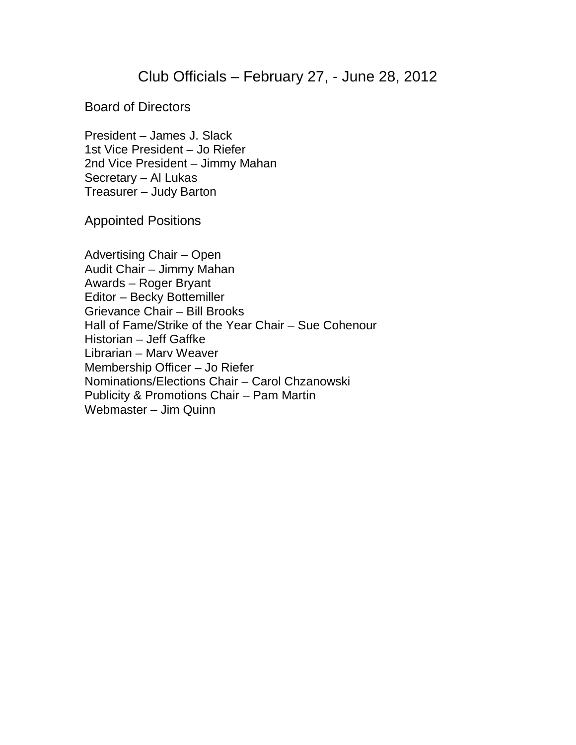# Club Officials – February 27, - June 28, 2012

## Board of Directors

President – James J. Slack
1st Vice President – Jo Riefer
2nd Vice President – Jimmy Mahan
Secretary – Al Lukas
Treasurer – Judy Barton

## Appointed Positions

Advertising Chair – Open
Audit Chair – Jimmy Mahan
Awards – Roger Bryant
Editor – Becky Bottemiller
Grievance Chair – Bill Brooks
Hall of Fame/Strike of the Year Chair – Sue Cohenour
Historian – Jeff Gaffke
Librarian – Marv Weaver
Membership Officer – Jo Riefer
Nominations/Elections Chair – Carol Chzanowski
Publicity & Promotions Chair – Pam Martin
Webmaster – Jim Quinn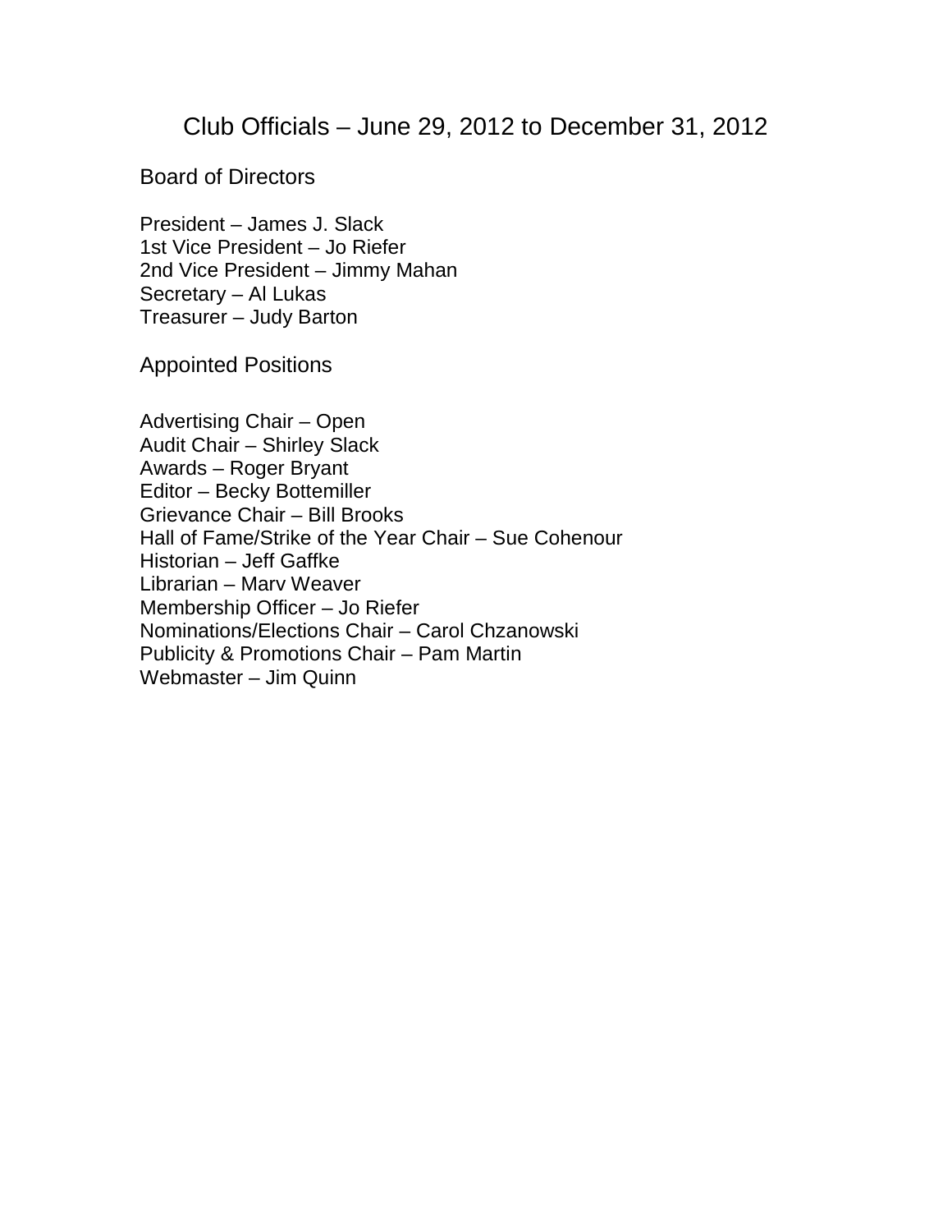# Club Officials – June 29, 2012 to December 31, 2012

## Board of Directors

President – James J. Slack
1st Vice President – Jo Riefer
2nd Vice President – Jimmy Mahan
Secretary – Al Lukas
Treasurer – Judy Barton

## Appointed Positions

Advertising Chair – Open
Audit Chair – Shirley Slack
Awards – Roger Bryant
Editor – Becky Bottemiller
Grievance Chair – Bill Brooks
Hall of Fame/Strike of the Year Chair – Sue Cohenour
Historian – Jeff Gaffke
Librarian – Marv Weaver
Membership Officer – Jo Riefer
Nominations/Elections Chair – Carol Chzanowski
Publicity & Promotions Chair – Pam Martin
Webmaster – Jim Quinn